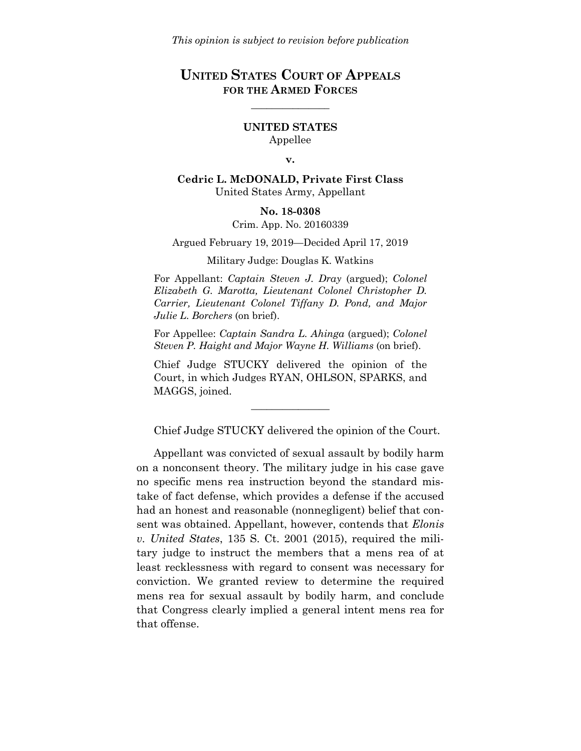*This opinion is subject to revision before publication*

# UNITED STATES COURT OF APPEALS FOR THE ARMED FORCES

---

**UNITED STATES**
Appellee

**v.**

**Cedric L. McDONALD, Private First Class**
United States Army, Appellant

**No. 18-0308**
Crim. App. No. 20160339

Argued February 19, 2019—Decided April 17, 2019

Military Judge: Douglas K. Watkins

For Appellant: *Captain Steven J. Dray* (argued); *Colonel Elizabeth G. Marotta, Lieutenant Colonel Christopher D. Carrier, Lieutenant Colonel Tiffany D. Pond, and Major Julie L. Borchers* (on brief).

For Appellee: *Captain Sandra L. Ahinga* (argued); *Colonel Steven P. Haight and Major Wayne H. Williams* (on brief).

Chief Judge STUCKY delivered the opinion of the Court, in which Judges RYAN, OHLSON, SPARKS, and MAGGS, joined.

---

Chief Judge STUCKY delivered the opinion of the Court.

Appellant was convicted of sexual assault by bodily harm on a nonconsent theory. The military judge in his case gave no specific mens rea instruction beyond the standard mistake of fact defense, which provides a defense if the accused had an honest and reasonable (nonnegligent) belief that consent was obtained. Appellant, however, contends that *Elonis v. United States*, 135 S. Ct. 2001 (2015), required the military judge to instruct the members that a mens rea of at least recklessness with regard to consent was necessary for conviction. We granted review to determine the required mens rea for sexual assault by bodily harm, and conclude that Congress clearly implied a general intent mens rea for that offense.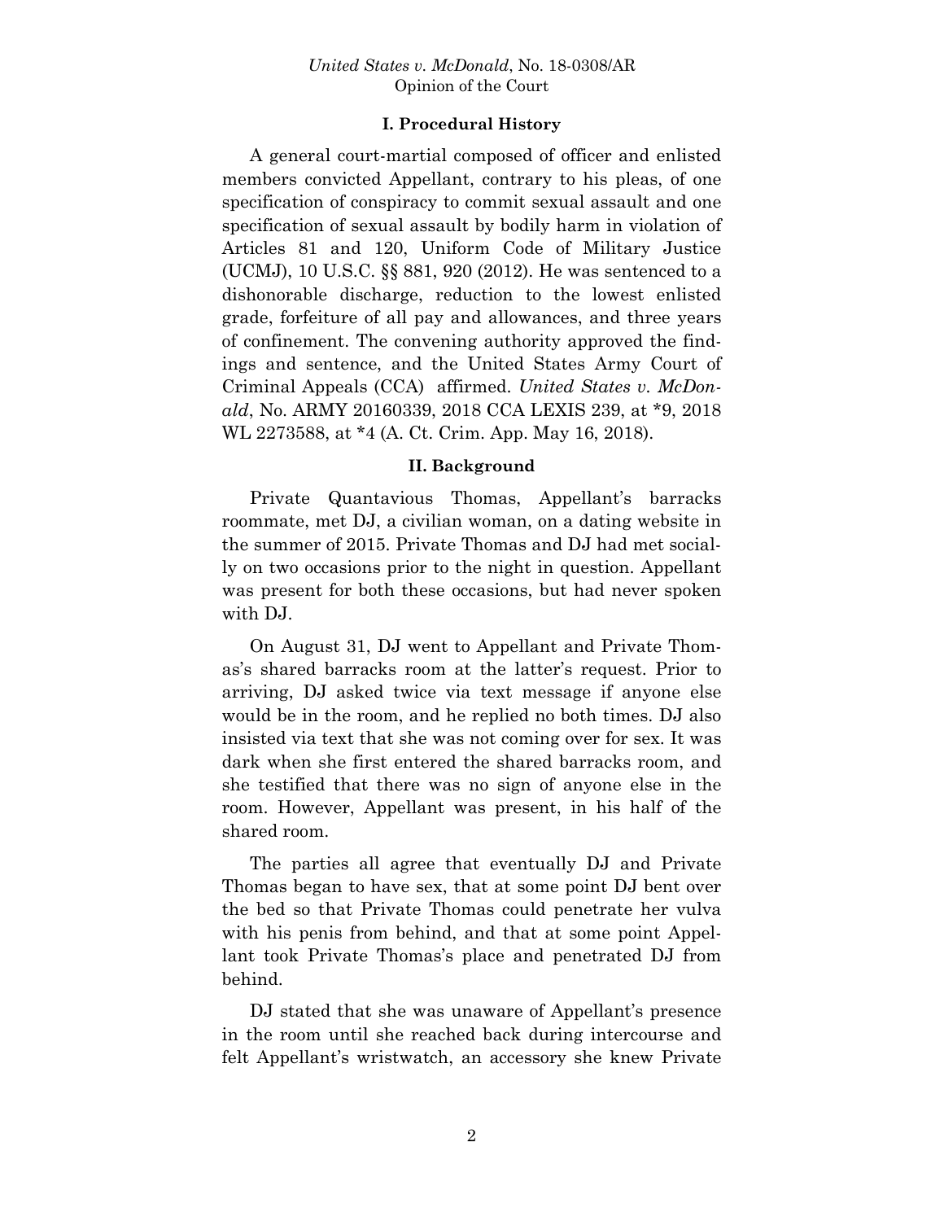### I. Procedural History

A general court-martial composed of officer and enlisted members convicted Appellant, contrary to his pleas, of one specification of conspiracy to commit sexual assault and one specification of sexual assault by bodily harm in violation of Articles 81 and 120, Uniform Code of Military Justice (UCMJ), 10 U.S.C. §§ 881, 920 (2012). He was sentenced to a dishonorable discharge, reduction to the lowest enlisted grade, forfeiture of all pay and allowances, and three years of confinement. The convening authority approved the findings and sentence, and the United States Army Court of Criminal Appeals (CCA) affirmed. *United States v. McDonald*, No. ARMY 20160339, 2018 CCA LEXIS 239, at *9, 2018 WL 2273588, at *4 (A. Ct. Crim. App. May 16, 2018).

### II. Background

Private Quantavious Thomas, Appellant's barracks roommate, met DJ, a civilian woman, on a dating website in the summer of 2015. Private Thomas and DJ had met socially on two occasions prior to the night in question. Appellant was present for both these occasions, but had never spoken with DJ.

On August 31, DJ went to Appellant and Private Thomas's shared barracks room at the latter's request. Prior to arriving, DJ asked twice via text message if anyone else would be in the room, and he replied no both times. DJ also insisted via text that she was not coming over for sex. It was dark when she first entered the shared barracks room, and she testified that there was no sign of anyone else in the room. However, Appellant was present, in his half of the shared room.

The parties all agree that eventually DJ and Private Thomas began to have sex, that at some point DJ bent over the bed so that Private Thomas could penetrate her vulva with his penis from behind, and that at some point Appellant took Private Thomas's place and penetrated DJ from behind.

DJ stated that she was unaware of Appellant's presence in the room until she reached back during intercourse and felt Appellant's wristwatch, an accessory she knew Private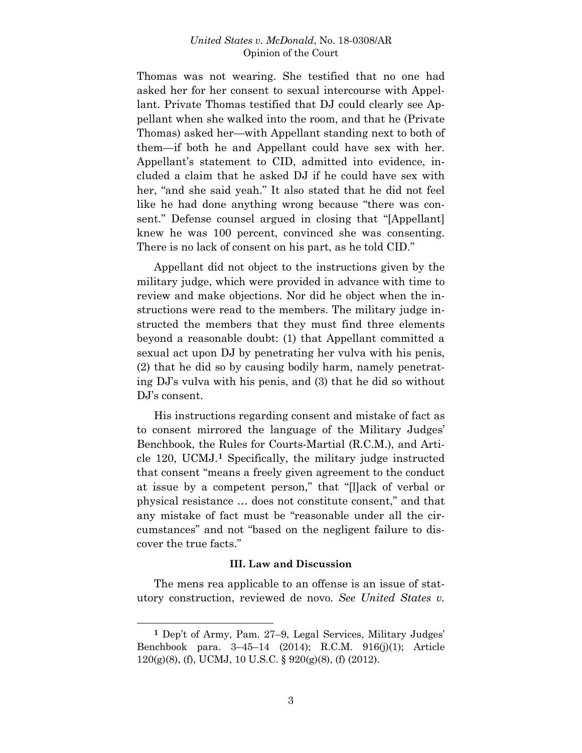Thomas was not wearing. She testified that no one had asked her for her consent to sexual intercourse with Appellant. Private Thomas testified that DJ could clearly see Appellant when she walked into the room, and that he (Private Thomas) asked her—with Appellant standing next to both of them—if both he and Appellant could have sex with her. Appellant's statement to CID, admitted into evidence, included a claim that he asked DJ if he could have sex with her, "and she said yeah." It also stated that he did not feel like he had done anything wrong because "there was consent." Defense counsel argued in closing that "[Appellant] knew he was 100 percent, convinced she was consenting. There is no lack of consent on his part, as he told CID."

Appellant did not object to the instructions given by the military judge, which were provided in advance with time to review and make objections. Nor did he object when the instructions were read to the members. The military judge instructed the members that they must find three elements beyond a reasonable doubt: (1) that Appellant committed a sexual act upon DJ by penetrating her vulva with his penis, (2) that he did so by causing bodily harm, namely penetrating DJ's vulva with his penis, and (3) that he did so without DJ's consent.

His instructions regarding consent and mistake of fact as to consent mirrored the language of the Military Judges' Benchbook, the Rules for Courts-Martial (R.C.M.), and Article 120, UCMJ.[1] Specifically, the military judge instructed that consent "means a freely given agreement to the conduct at issue by a competent person," that "[l]ack of verbal or physical resistance … does not constitute consent," and that any mistake of fact must be "reasonable under all the circumstances" and not "based on the negligent failure to discover the true facts."

### III. Law and Discussion

The mens rea applicable to an offense is an issue of statutory construction, reviewed de novo. *See United States v.*

---

[1] Dep't of Army, Pam. 27–9, Legal Services, Military Judges' Benchbook para. 3–45–14 (2014); R.C.M. 916(j)(1); Article 120(g)(8), (f), UCMJ, 10 U.S.C. § 920(g)(8), (f) (2012).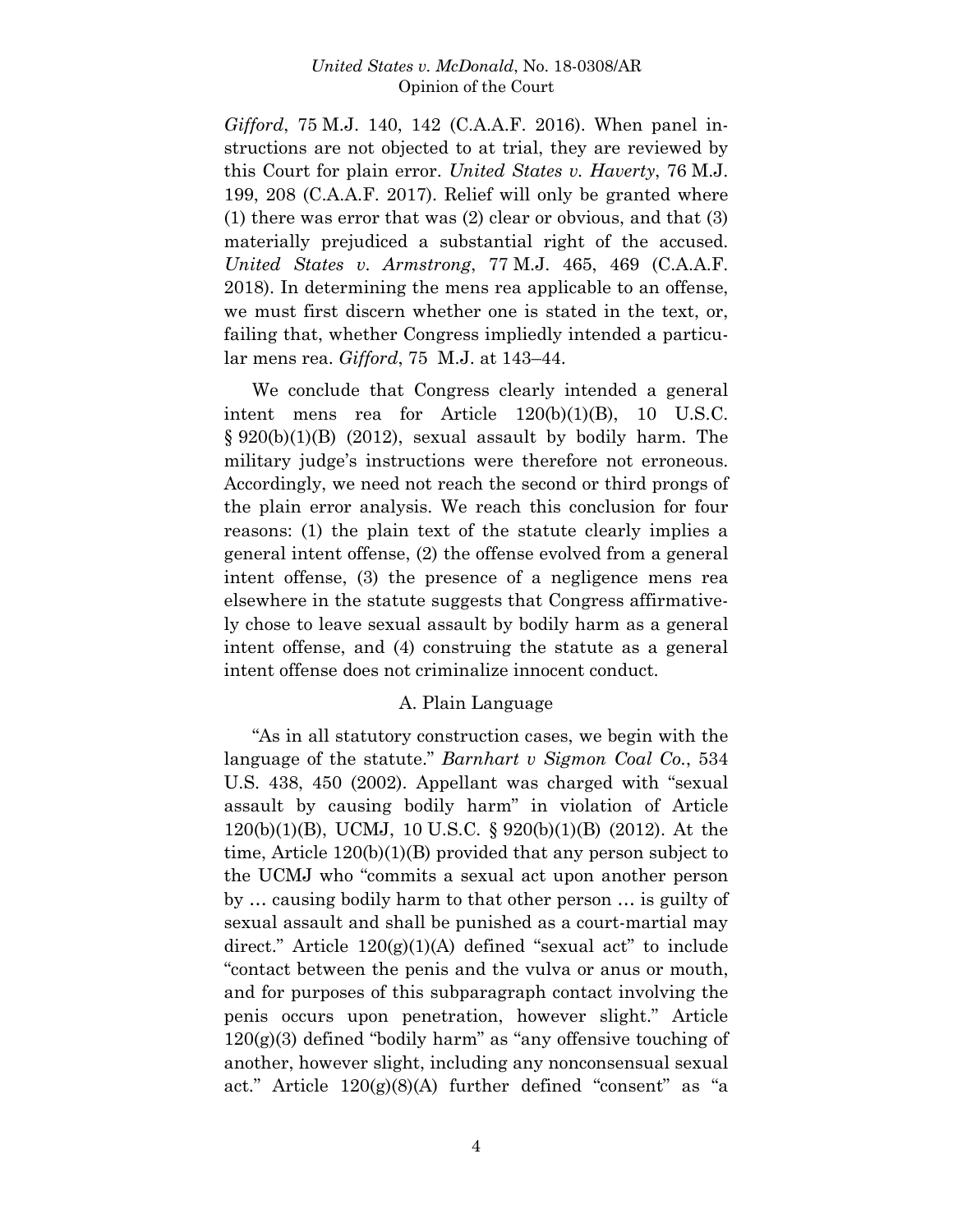*Gifford*, 75 M.J. 140, 142 (C.A.A.F. 2016). When panel instructions are not objected to at trial, they are reviewed by this Court for plain error. *United States v. Haverty*, 76 M.J. 199, 208 (C.A.A.F. 2017). Relief will only be granted where (1) there was error that was (2) clear or obvious, and that (3) materially prejudiced a substantial right of the accused. *United States v. Armstrong*, 77 M.J. 465, 469 (C.A.A.F. 2018). In determining the mens rea applicable to an offense, we must first discern whether one is stated in the text, or, failing that, whether Congress impliedly intended a particular mens rea. *Gifford*, 75 M.J. at 143–44.

We conclude that Congress clearly intended a general intent mens rea for Article 120(b)(1)(B), 10 U.S.C. § 920(b)(1)(B) (2012), sexual assault by bodily harm. The military judge's instructions were therefore not erroneous. Accordingly, we need not reach the second or third prongs of the plain error analysis. We reach this conclusion for four reasons: (1) the plain text of the statute clearly implies a general intent offense, (2) the offense evolved from a general intent offense, (3) the presence of a negligence mens rea elsewhere in the statute suggests that Congress affirmatively chose to leave sexual assault by bodily harm as a general intent offense, and (4) construing the statute as a general intent offense does not criminalize innocent conduct.

### A. Plain Language

"As in all statutory construction cases, we begin with the language of the statute." *Barnhart v Sigmon Coal Co.*, 534 U.S. 438, 450 (2002). Appellant was charged with "sexual assault by causing bodily harm" in violation of Article 120(b)(1)(B), UCMJ, 10 U.S.C. § 920(b)(1)(B) (2012). At the time, Article 120(b)(1)(B) provided that any person subject to the UCMJ who "commits a sexual act upon another person by … causing bodily harm to that other person … is guilty of sexual assault and shall be punished as a court-martial may direct." Article 120(g)(1)(A) defined "sexual act" to include "contact between the penis and the vulva or anus or mouth, and for purposes of this subparagraph contact involving the penis occurs upon penetration, however slight." Article 120(g)(3) defined "bodily harm" as "any offensive touching of another, however slight, including any nonconsensual sexual act." Article 120(g)(8)(A) further defined "consent" as "a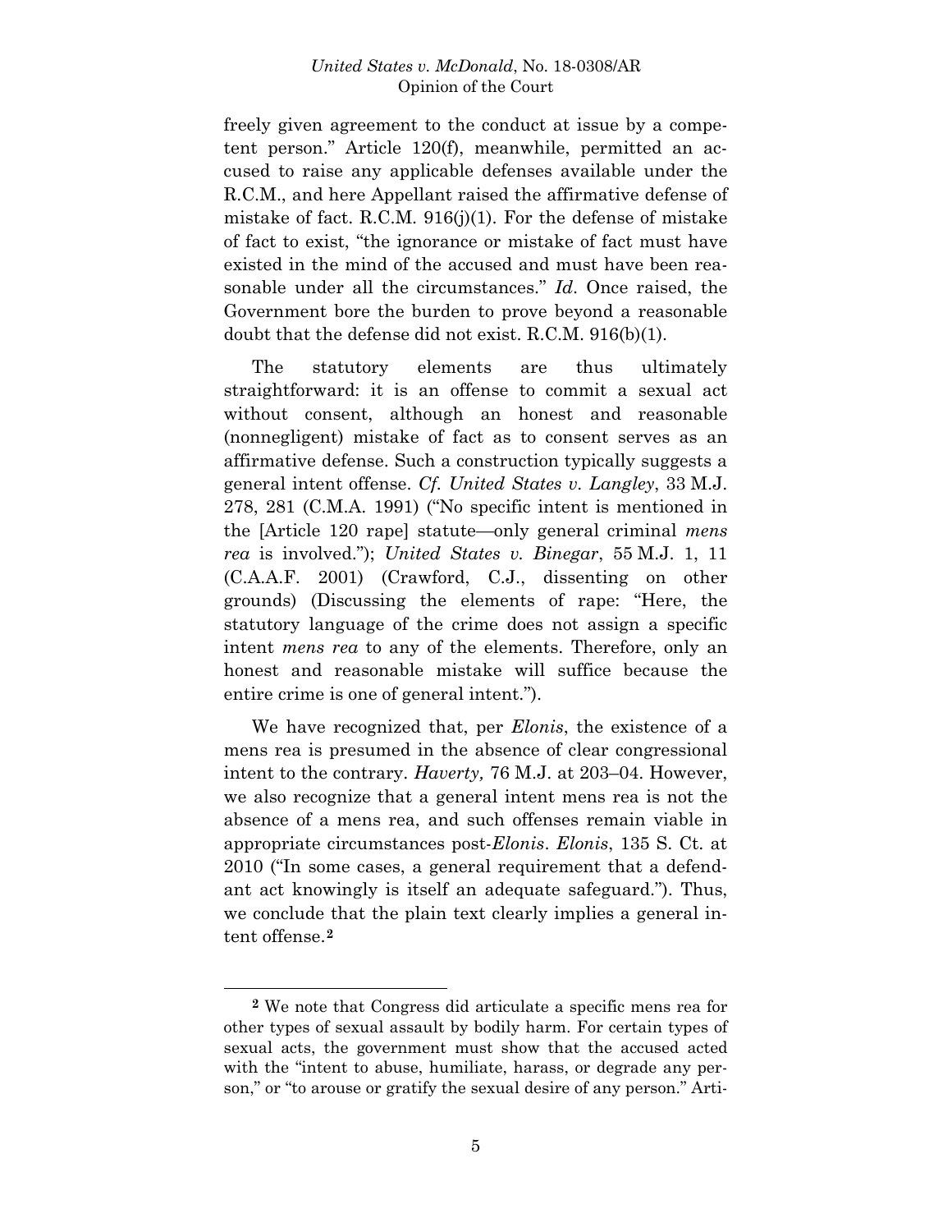freely given agreement to the conduct at issue by a competent person." Article 120(f), meanwhile, permitted an accused to raise any applicable defenses available under the R.C.M., and here Appellant raised the affirmative defense of mistake of fact. R.C.M. 916(j)(1). For the defense of mistake of fact to exist, "the ignorance or mistake of fact must have existed in the mind of the accused and must have been reasonable under all the circumstances." *Id*. Once raised, the Government bore the burden to prove beyond a reasonable doubt that the defense did not exist. R.C.M. 916(b)(1).

The statutory elements are thus ultimately straightforward: it is an offense to commit a sexual act without consent, although an honest and reasonable (nonnegligent) mistake of fact as to consent serves as an affirmative defense. Such a construction typically suggests a general intent offense. *Cf. United States v. Langley*, 33 M.J. 278, 281 (C.M.A. 1991) ("No specific intent is mentioned in the [Article 120 rape] statute—only general criminal *mens rea* is involved."); *United States v. Binegar*, 55 M.J. 1, 11 (C.A.A.F. 2001) (Crawford, C.J., dissenting on other grounds) (Discussing the elements of rape: "Here, the statutory language of the crime does not assign a specific intent *mens rea* to any of the elements. Therefore, only an honest and reasonable mistake will suffice because the entire crime is one of general intent.").

We have recognized that, per *Elonis*, the existence of a mens rea is presumed in the absence of clear congressional intent to the contrary. *Haverty,* 76 M.J. at 203–04. However, we also recognize that a general intent mens rea is not the absence of a mens rea, and such offenses remain viable in appropriate circumstances post-*Elonis*. *Elonis*, 135 S. Ct. at 2010 ("In some cases, a general requirement that a defendant act knowingly is itself an adequate safeguard."). Thus, we conclude that the plain text clearly implies a general intent offense.[2]

---

[2] We note that Congress did articulate a specific mens rea for other types of sexual assault by bodily harm. For certain types of sexual acts, the government must show that the accused acted with the "intent to abuse, humiliate, harass, or degrade any person," or "to arouse or gratify the sexual desire of any person." Arti-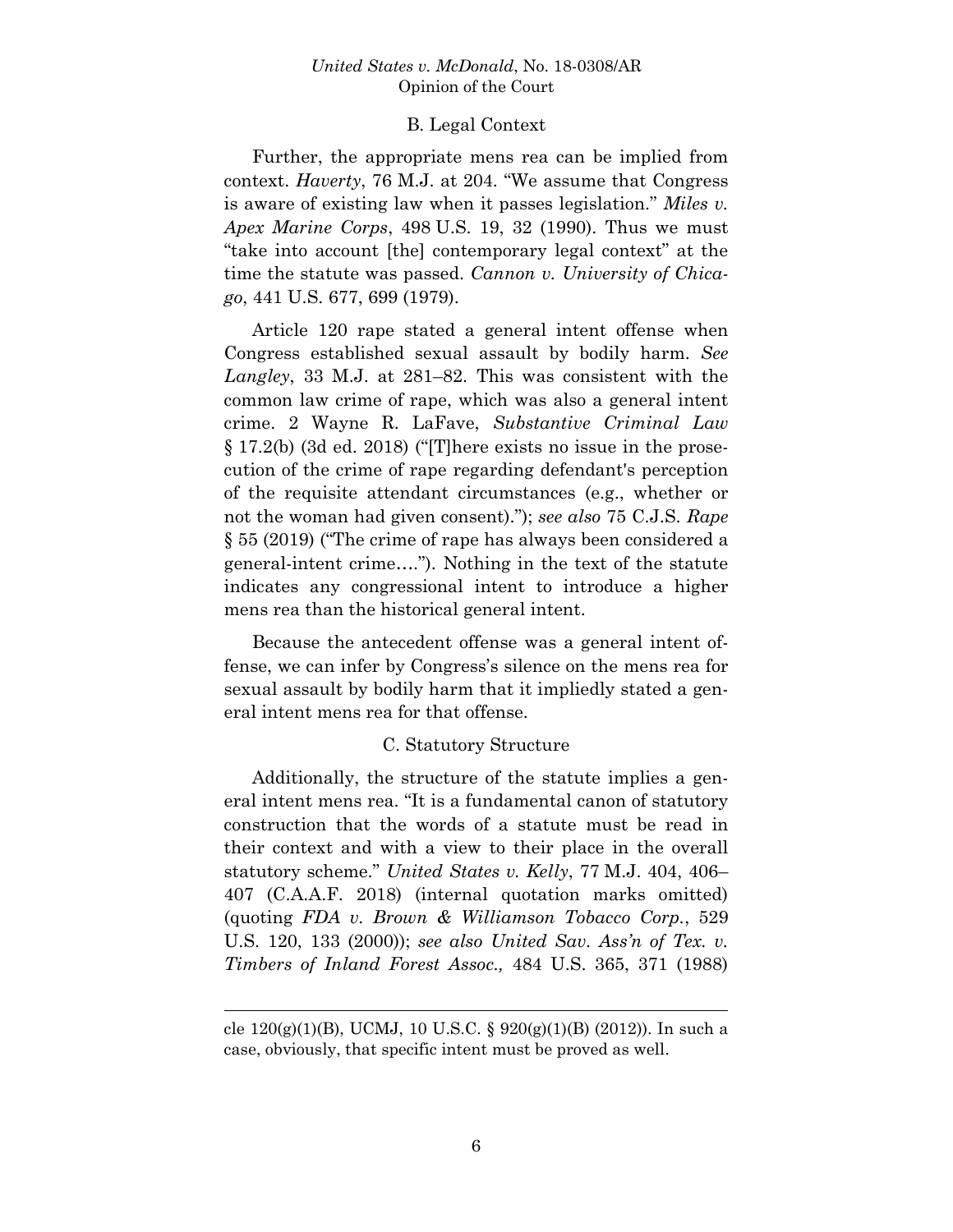### B. Legal Context

Further, the appropriate mens rea can be implied from context. *Haverty*, 76 M.J. at 204. "We assume that Congress is aware of existing law when it passes legislation." *Miles v. Apex Marine Corps*, 498 U.S. 19, 32 (1990). Thus we must "take into account [the] contemporary legal context" at the time the statute was passed. *Cannon v. University of Chicago*, 441 U.S. 677, 699 (1979).

Article 120 rape stated a general intent offense when Congress established sexual assault by bodily harm. *See Langley*, 33 M.J. at 281–82. This was consistent with the common law crime of rape, which was also a general intent crime. 2 Wayne R. LaFave, *Substantive Criminal Law* § 17.2(b) (3d ed. 2018) ("[T]here exists no issue in the prosecution of the crime of rape regarding defendant's perception of the requisite attendant circumstances (e.g., whether or not the woman had given consent)."); *see also* 75 C.J.S. *Rape* § 55 (2019) ("The crime of rape has always been considered a general-intent crime…."). Nothing in the text of the statute indicates any congressional intent to introduce a higher mens rea than the historical general intent.

Because the antecedent offense was a general intent offense, we can infer by Congress's silence on the mens rea for sexual assault by bodily harm that it impliedly stated a general intent mens rea for that offense.

### C. Statutory Structure

Additionally, the structure of the statute implies a general intent mens rea. "It is a fundamental canon of statutory construction that the words of a statute must be read in their context and with a view to their place in the overall statutory scheme." *United States v. Kelly*, 77 M.J. 404, 406–407 (C.A.A.F. 2018) (internal quotation marks omitted) (quoting *FDA v. Brown & Williamson Tobacco Corp.*, 529 U.S. 120, 133 (2000)); *see also United Sav. Ass'n of Tex. v. Timbers of Inland Forest Assoc.,* 484 U.S. 365, 371 (1988)

---

cle 120(g)(1)(B), UCMJ, 10 U.S.C. § 920(g)(1)(B) (2012)). In such a case, obviously, that specific intent must be proved as well.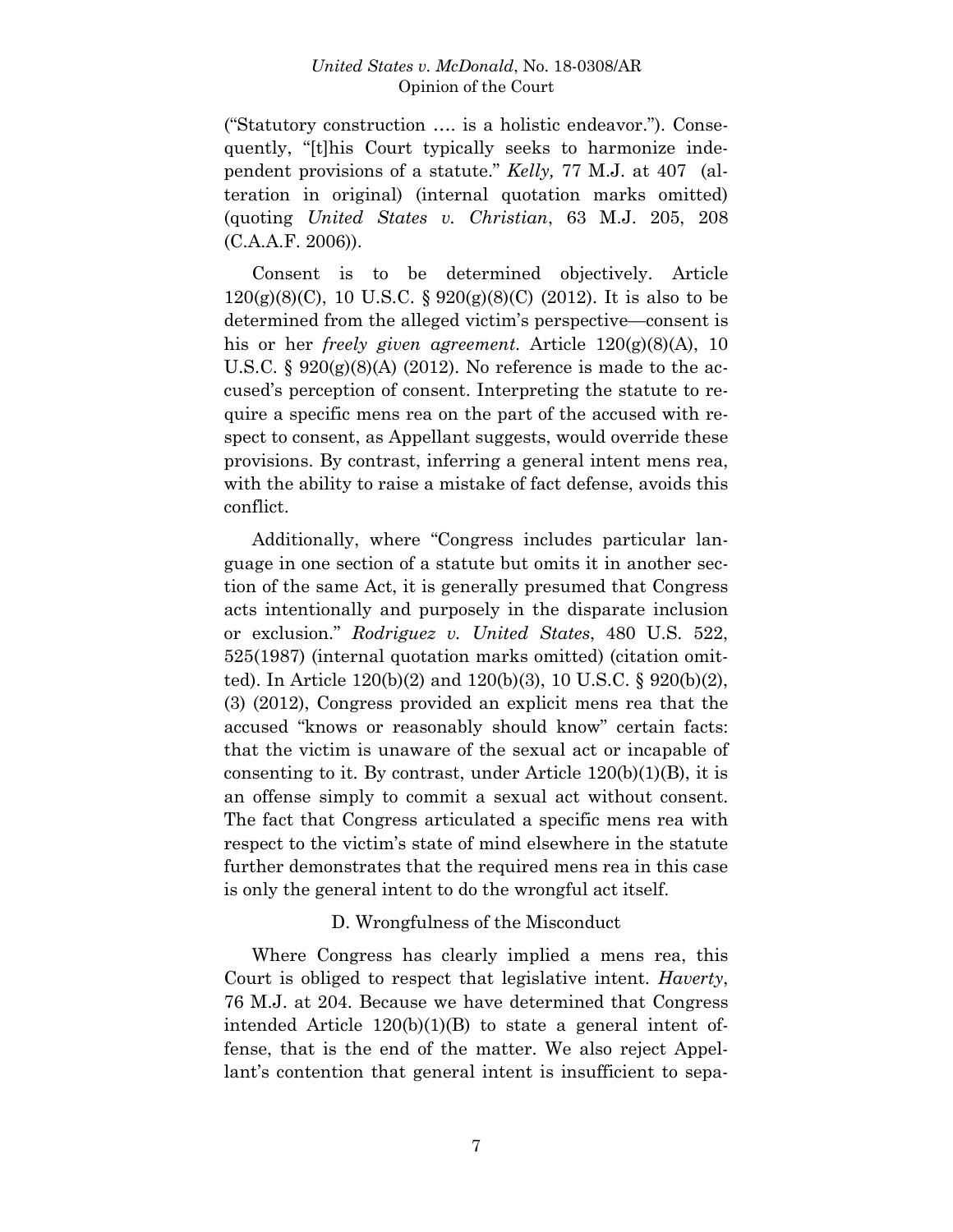("Statutory construction …. is a holistic endeavor."). Consequently, "[t]his Court typically seeks to harmonize independent provisions of a statute." *Kelly,* 77 M.J. at 407 (alteration in original) (internal quotation marks omitted) (quoting *United States v. Christian*, 63 M.J. 205, 208 (C.A.A.F. 2006)).

Consent is to be determined objectively. Article 120(g)(8)(C), 10 U.S.C. § 920(g)(8)(C) (2012). It is also to be determined from the alleged victim's perspective—consent is his or her *freely given agreement*. Article 120(g)(8)(A), 10 U.S.C. § 920(g)(8)(A) (2012). No reference is made to the accused's perception of consent. Interpreting the statute to require a specific mens rea on the part of the accused with respect to consent, as Appellant suggests, would override these provisions. By contrast, inferring a general intent mens rea, with the ability to raise a mistake of fact defense, avoids this conflict.

Additionally, where "Congress includes particular language in one section of a statute but omits it in another section of the same Act, it is generally presumed that Congress acts intentionally and purposely in the disparate inclusion or exclusion." *Rodriguez v. United States*, 480 U.S. 522, 525(1987) (internal quotation marks omitted) (citation omitted). In Article 120(b)(2) and 120(b)(3), 10 U.S.C. § 920(b)(2), (3) (2012), Congress provided an explicit mens rea that the accused "knows or reasonably should know" certain facts: that the victim is unaware of the sexual act or incapable of consenting to it. By contrast, under Article 120(b)(1)(B), it is an offense simply to commit a sexual act without consent. The fact that Congress articulated a specific mens rea with respect to the victim's state of mind elsewhere in the statute further demonstrates that the required mens rea in this case is only the general intent to do the wrongful act itself.

### D. Wrongfulness of the Misconduct

Where Congress has clearly implied a mens rea, this Court is obliged to respect that legislative intent. *Haverty*, 76 M.J. at 204. Because we have determined that Congress intended Article 120(b)(1)(B) to state a general intent offense, that is the end of the matter. We also reject Appellant's contention that general intent is insufficient to sepa-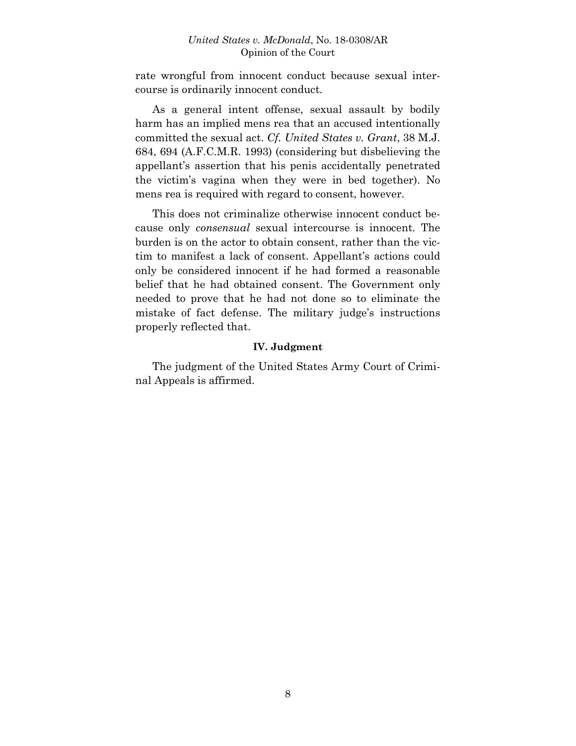rate wrongful from innocent conduct because sexual intercourse is ordinarily innocent conduct.

As a general intent offense, sexual assault by bodily harm has an implied mens rea that an accused intentionally committed the sexual act. *Cf. United States v. Grant*, 38 M.J. 684, 694 (A.F.C.M.R. 1993) (considering but disbelieving the appellant's assertion that his penis accidentally penetrated the victim's vagina when they were in bed together). No mens rea is required with regard to consent, however.

This does not criminalize otherwise innocent conduct because only *consensual* sexual intercourse is innocent. The burden is on the actor to obtain consent, rather than the victim to manifest a lack of consent. Appellant's actions could only be considered innocent if he had formed a reasonable belief that he had obtained consent. The Government only needed to prove that he had not done so to eliminate the mistake of fact defense. The military judge's instructions properly reflected that.

### IV. Judgment

The judgment of the United States Army Court of Criminal Appeals is affirmed.